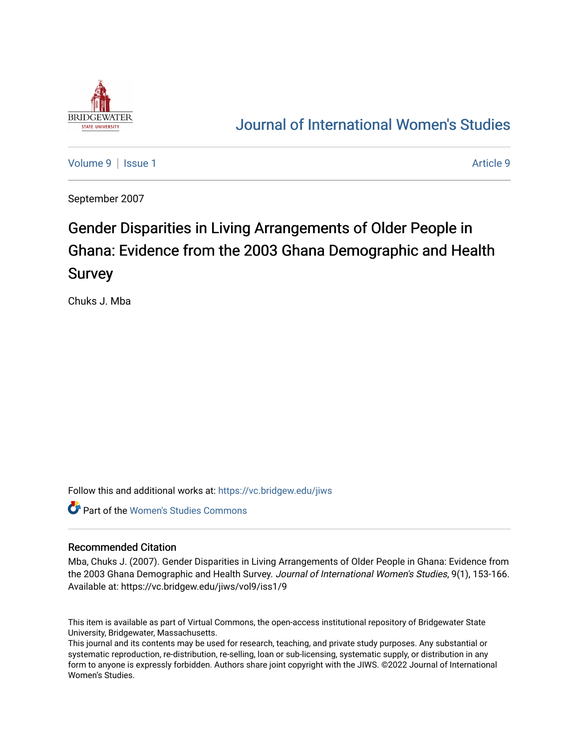# Journal of International Women's Studies

Volume 9 | Issue 1 Article 9

September 2007

## Gender Disparities in Living Arrangements of Older People in Ghana: Evidence from the 2003 Ghana Demographic and Health Survey

Chuks J. Mba

Follow this and additional works at: https://vc.bridgew.edu/jiws

Part of the Women's Studies Commons

### Recommended Citation

Mba, Chuks J. (2007). Gender Disparities in Living Arrangements of Older People in Ghana: Evidence from the 2003 Ghana Demographic and Health Survey. *Journal of International Women's Studies*, 9(1), 153-166. Available at: https://vc.bridgew.edu/jiws/vol9/iss1/9

This item is available as part of Virtual Commons, the open-access institutional repository of Bridgewater State University, Bridgewater, Massachusetts.

This journal and its contents may be used for research, teaching, and private study purposes. Any substantial or systematic reproduction, re-distribution, re-selling, loan or sub-licensing, systematic supply, or distribution in any form to anyone is expressly forbidden. Authors share joint copyright with the JIWS. ©2022 Journal of International Women's Studies.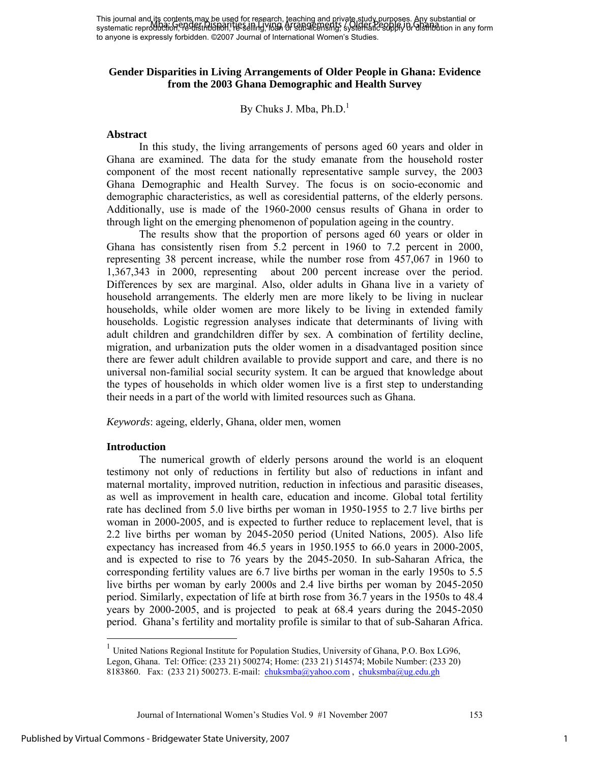# Gender Disparities in Living Arrangements of Older People in Ghana: Evidence from the 2003 Ghana Demographic and Health Survey

By Chuks J. Mba, Ph.D.[1]

## Abstract

In this study, the living arrangements of persons aged 60 years and older in Ghana are examined. The data for the study emanate from the household roster component of the most recent nationally representative sample survey, the 2003 Ghana Demographic and Health Survey. The focus is on socio-economic and demographic characteristics, as well as coresidential patterns, of the elderly persons. Additionally, use is made of the 1960-2000 census results of Ghana in order to through light on the emerging phenomenon of population ageing in the country.

The results show that the proportion of persons aged 60 years or older in Ghana has consistently risen from 5.2 percent in 1960 to 7.2 percent in 2000, representing 38 percent increase, while the number rose from 457,067 in 1960 to 1,367,343 in 2000, representing about 200 percent increase over the period. Differences by sex are marginal. Also, older adults in Ghana live in a variety of household arrangements. The elderly men are more likely to be living in nuclear households, while older women are more likely to be living in extended family households. Logistic regression analyses indicate that determinants of living with adult children and grandchildren differ by sex. A combination of fertility decline, migration, and urbanization puts the older women in a disadvantaged position since there are fewer adult children available to provide support and care, and there is no universal non-familial social security system. It can be argued that knowledge about the types of households in which older women live is a first step to understanding their needs in a part of the world with limited resources such as Ghana.

*Keywords*: ageing, elderly, Ghana, older men, women

## Introduction

The numerical growth of elderly persons around the world is an eloquent testimony not only of reductions in fertility but also of reductions in infant and maternal mortality, improved nutrition, reduction in infectious and parasitic diseases, as well as improvement in health care, education and income. Global total fertility rate has declined from 5.0 live births per woman in 1950-1955 to 2.7 live births per woman in 2000-2005, and is expected to further reduce to replacement level, that is 2.2 live births per woman by 2045-2050 period (United Nations, 2005). Also life expectancy has increased from 46.5 years in 1950.1955 to 66.0 years in 2000-2005, and is expected to rise to 76 years by the 2045-2050. In sub-Saharan Africa, the corresponding fertility values are 6.7 live births per woman in the early 1950s to 5.5 live births per woman by early 2000s and 2.4 live births per woman by 2045-2050 period. Similarly, expectation of life at birth rose from 36.7 years in the 1950s to 48.4 years by 2000-2005, and is projected to peak at 68.4 years during the 2045-2050 period. Ghana's fertility and mortality profile is similar to that of sub-Saharan Africa.

---

[1] United Nations Regional Institute for Population Studies, University of Ghana, P.O. Box LG96, Legon, Ghana. Tel: Office: (233 21) 500274; Home: (233 21) 514574; Mobile Number: (233 20) 8183860. Fax: (233 21) 500273. E-mail: chuksmba@yahoo.com , chuksmba@ug.edu.gh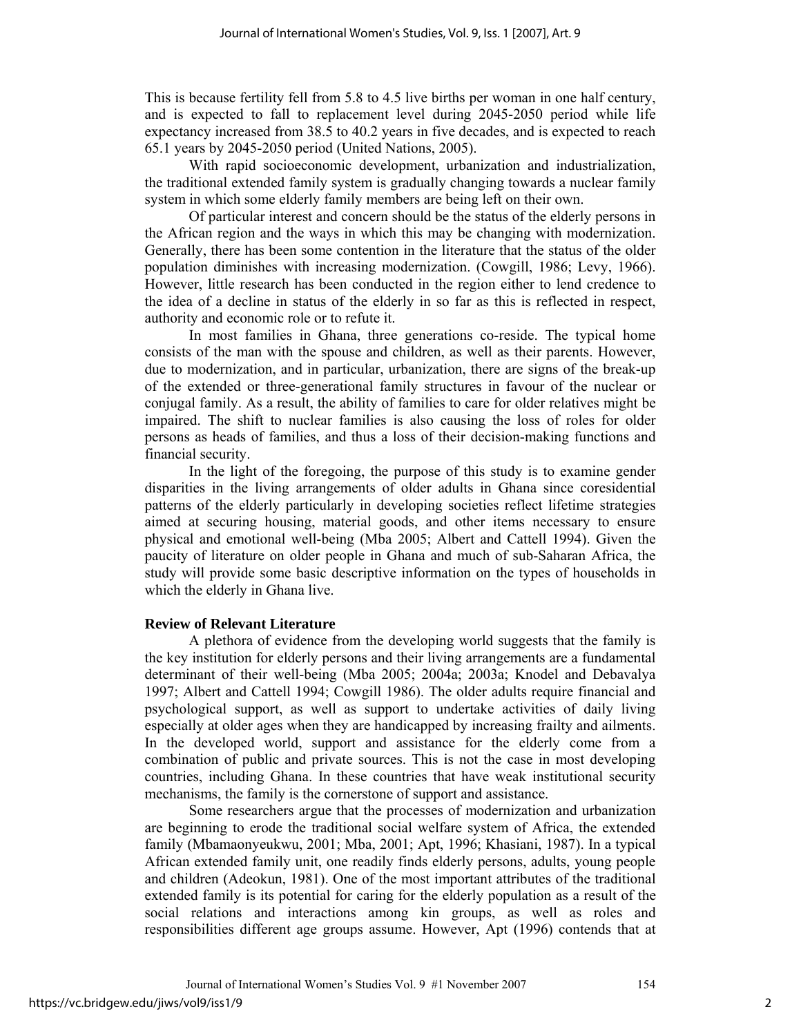This is because fertility fell from 5.8 to 4.5 live births per woman in one half century, and is expected to fall to replacement level during 2045-2050 period while life expectancy increased from 38.5 to 40.2 years in five decades, and is expected to reach 65.1 years by 2045-2050 period (United Nations, 2005).

With rapid socioeconomic development, urbanization and industrialization, the traditional extended family system is gradually changing towards a nuclear family system in which some elderly family members are being left on their own.

Of particular interest and concern should be the status of the elderly persons in the African region and the ways in which this may be changing with modernization. Generally, there has been some contention in the literature that the status of the older population diminishes with increasing modernization. (Cowgill, 1986; Levy, 1966). However, little research has been conducted in the region either to lend credence to the idea of a decline in status of the elderly in so far as this is reflected in respect, authority and economic role or to refute it.

In most families in Ghana, three generations co-reside. The typical home consists of the man with the spouse and children, as well as their parents. However, due to modernization, and in particular, urbanization, there are signs of the break-up of the extended or three-generational family structures in favour of the nuclear or conjugal family. As a result, the ability of families to care for older relatives might be impaired. The shift to nuclear families is also causing the loss of roles for older persons as heads of families, and thus a loss of their decision-making functions and financial security.

In the light of the foregoing, the purpose of this study is to examine gender disparities in the living arrangements of older adults in Ghana since coresidential patterns of the elderly particularly in developing societies reflect lifetime strategies aimed at securing housing, material goods, and other items necessary to ensure physical and emotional well-being (Mba 2005; Albert and Cattell 1994). Given the paucity of literature on older people in Ghana and much of sub-Saharan Africa, the study will provide some basic descriptive information on the types of households in which the elderly in Ghana live.

## Review of Relevant Literature

A plethora of evidence from the developing world suggests that the family is the key institution for elderly persons and their living arrangements are a fundamental determinant of their well-being (Mba 2005; 2004a; 2003a; Knodel and Debavalya 1997; Albert and Cattell 1994; Cowgill 1986). The older adults require financial and psychological support, as well as support to undertake activities of daily living especially at older ages when they are handicapped by increasing frailty and ailments. In the developed world, support and assistance for the elderly come from a combination of public and private sources. This is not the case in most developing countries, including Ghana. In these countries that have weak institutional security mechanisms, the family is the cornerstone of support and assistance.

Some researchers argue that the processes of modernization and urbanization are beginning to erode the traditional social welfare system of Africa, the extended family (Mbamaonyeukwu, 2001; Mba, 2001; Apt, 1996; Khasiani, 1987). In a typical African extended family unit, one readily finds elderly persons, adults, young people and children (Adeokun, 1981). One of the most important attributes of the traditional extended family is its potential for caring for the elderly population as a result of the social relations and interactions among kin groups, as well as roles and responsibilities different age groups assume. However, Apt (1996) contends that at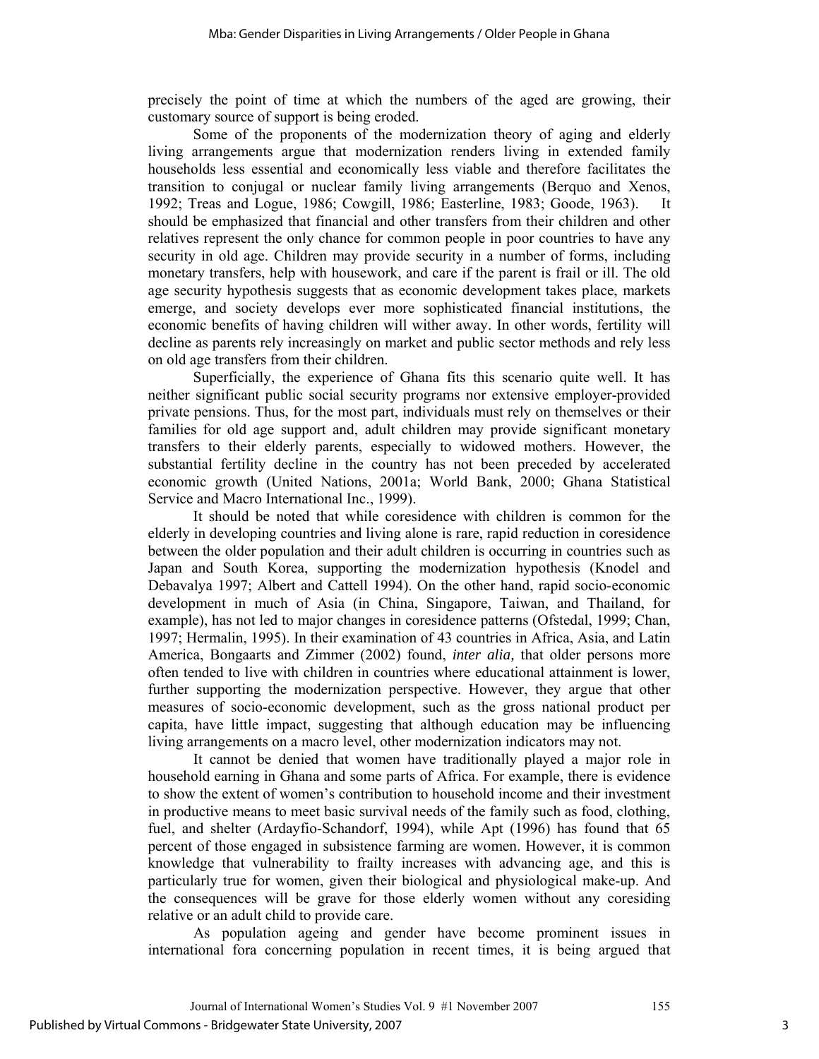precisely the point of time at which the numbers of the aged are growing, their customary source of support is being eroded.

Some of the proponents of the modernization theory of aging and elderly living arrangements argue that modernization renders living in extended family households less essential and economically less viable and therefore facilitates the transition to conjugal or nuclear family living arrangements (Berquo and Xenos, 1992; Treas and Logue, 1986; Cowgill, 1986; Easterline, 1983; Goode, 1963). It should be emphasized that financial and other transfers from their children and other relatives represent the only chance for common people in poor countries to have any security in old age. Children may provide security in a number of forms, including monetary transfers, help with housework, and care if the parent is frail or ill. The old age security hypothesis suggests that as economic development takes place, markets emerge, and society develops ever more sophisticated financial institutions, the economic benefits of having children will wither away. In other words, fertility will decline as parents rely increasingly on market and public sector methods and rely less on old age transfers from their children.

Superficially, the experience of Ghana fits this scenario quite well. It has neither significant public social security programs nor extensive employer-provided private pensions. Thus, for the most part, individuals must rely on themselves or their families for old age support and, adult children may provide significant monetary transfers to their elderly parents, especially to widowed mothers. However, the substantial fertility decline in the country has not been preceded by accelerated economic growth (United Nations, 2001a; World Bank, 2000; Ghana Statistical Service and Macro International Inc., 1999).

It should be noted that while coresidence with children is common for the elderly in developing countries and living alone is rare, rapid reduction in coresidence between the older population and their adult children is occurring in countries such as Japan and South Korea, supporting the modernization hypothesis (Knodel and Debavalya 1997; Albert and Cattell 1994). On the other hand, rapid socio-economic development in much of Asia (in China, Singapore, Taiwan, and Thailand, for example), has not led to major changes in coresidence patterns (Ofstedal, 1999; Chan, 1997; Hermalin, 1995). In their examination of 43 countries in Africa, Asia, and Latin America, Bongaarts and Zimmer (2002) found, *inter alia,* that older persons more often tended to live with children in countries where educational attainment is lower, further supporting the modernization perspective. However, they argue that other measures of socio-economic development, such as the gross national product per capita, have little impact, suggesting that although education may be influencing living arrangements on a macro level, other modernization indicators may not.

It cannot be denied that women have traditionally played a major role in household earning in Ghana and some parts of Africa. For example, there is evidence to show the extent of women's contribution to household income and their investment in productive means to meet basic survival needs of the family such as food, clothing, fuel, and shelter (Ardayfio-Schandorf, 1994), while Apt (1996) has found that 65 percent of those engaged in subsistence farming are women. However, it is common knowledge that vulnerability to frailty increases with advancing age, and this is particularly true for women, given their biological and physiological make-up. And the consequences will be grave for those elderly women without any coresiding relative or an adult child to provide care.

As population ageing and gender have become prominent issues in international fora concerning population in recent times, it is being argued that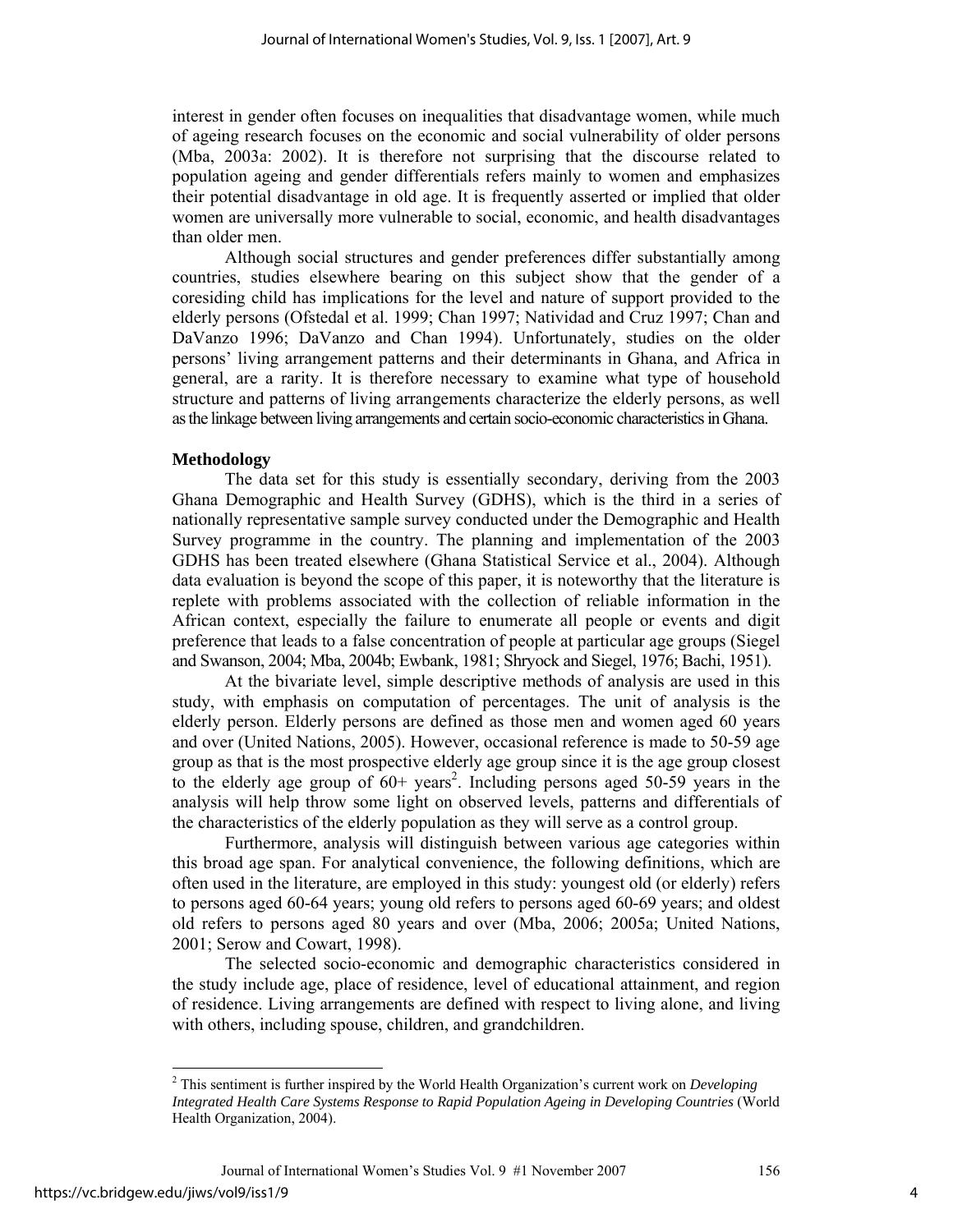interest in gender often focuses on inequalities that disadvantage women, while much of ageing research focuses on the economic and social vulnerability of older persons (Mba, 2003a: 2002). It is therefore not surprising that the discourse related to population ageing and gender differentials refers mainly to women and emphasizes their potential disadvantage in old age. It is frequently asserted or implied that older women are universally more vulnerable to social, economic, and health disadvantages than older men.

Although social structures and gender preferences differ substantially among countries, studies elsewhere bearing on this subject show that the gender of a coresiding child has implications for the level and nature of support provided to the elderly persons (Ofstedal et al. 1999; Chan 1997; Natividad and Cruz 1997; Chan and DaVanzo 1996; DaVanzo and Chan 1994). Unfortunately, studies on the older persons' living arrangement patterns and their determinants in Ghana, and Africa in general, are a rarity. It is therefore necessary to examine what type of household structure and patterns of living arrangements characterize the elderly persons, as well as the linkage between living arrangements and certain socio-economic characteristics in Ghana.

**Methodology**

The data set for this study is essentially secondary, deriving from the 2003 Ghana Demographic and Health Survey (GDHS), which is the third in a series of nationally representative sample survey conducted under the Demographic and Health Survey programme in the country. The planning and implementation of the 2003 GDHS has been treated elsewhere (Ghana Statistical Service et al., 2004). Although data evaluation is beyond the scope of this paper, it is noteworthy that the literature is replete with problems associated with the collection of reliable information in the African context, especially the failure to enumerate all people or events and digit preference that leads to a false concentration of people at particular age groups (Siegel and Swanson, 2004; Mba, 2004b; Ewbank, 1981; Shryock and Siegel, 1976; Bachi, 1951).

At the bivariate level, simple descriptive methods of analysis are used in this study, with emphasis on computation of percentages. The unit of analysis is the elderly person. Elderly persons are defined as those men and women aged 60 years and over (United Nations, 2005). However, occasional reference is made to 50-59 age group as that is the most prospective elderly age group since it is the age group closest to the elderly age group of 60+ years[2]. Including persons aged 50-59 years in the analysis will help throw some light on observed levels, patterns and differentials of the characteristics of the elderly population as they will serve as a control group.

Furthermore, analysis will distinguish between various age categories within this broad age span. For analytical convenience, the following definitions, which are often used in the literature, are employed in this study: youngest old (or elderly) refers to persons aged 60-64 years; young old refers to persons aged 60-69 years; and oldest old refers to persons aged 80 years and over (Mba, 2006; 2005a; United Nations, 2001; Serow and Cowart, 1998).

The selected socio-economic and demographic characteristics considered in the study include age, place of residence, level of educational attainment, and region of residence. Living arrangements are defined with respect to living alone, and living with others, including spouse, children, and grandchildren.

[2] This sentiment is further inspired by the World Health Organization's current work on *Developing Integrated Health Care Systems Response to Rapid Population Ageing in Developing Countries* (World Health Organization, 2004).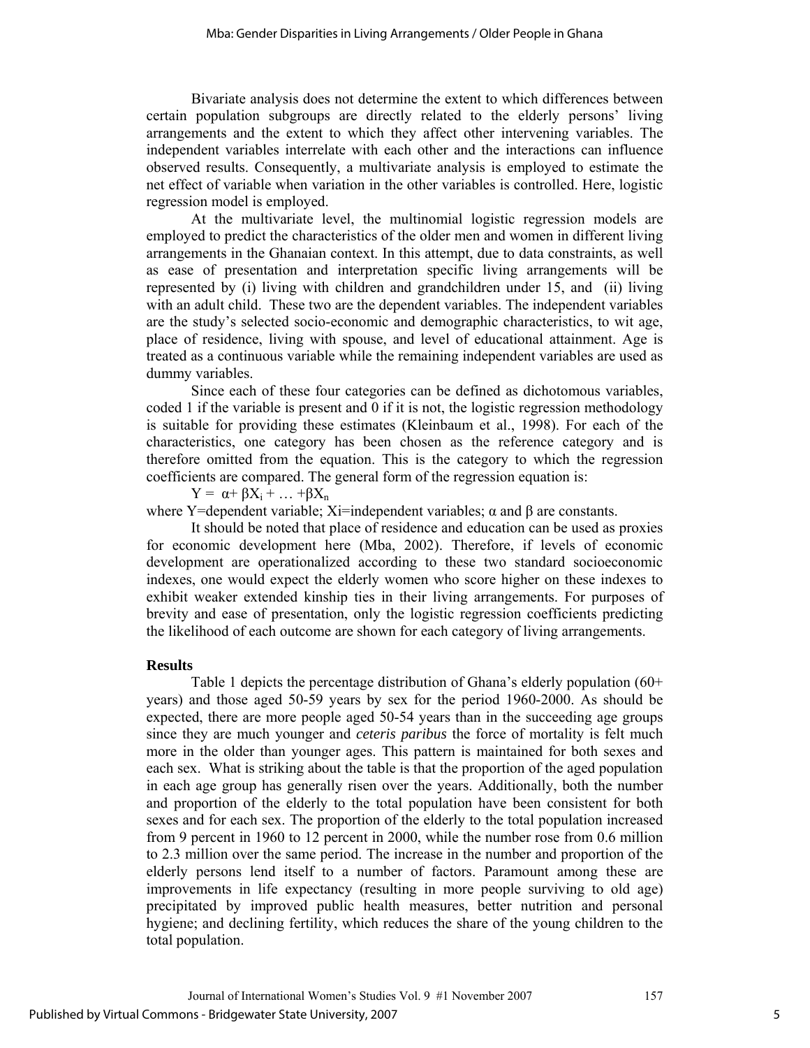Bivariate analysis does not determine the extent to which differences between certain population subgroups are directly related to the elderly persons' living arrangements and the extent to which they affect other intervening variables. The independent variables interrelate with each other and the interactions can influence observed results. Consequently, a multivariate analysis is employed to estimate the net effect of variable when variation in the other variables is controlled. Here, logistic regression model is employed.

At the multivariate level, the multinomial logistic regression models are employed to predict the characteristics of the older men and women in different living arrangements in the Ghanaian context. In this attempt, due to data constraints, as well as ease of presentation and interpretation specific living arrangements will be represented by (i) living with children and grandchildren under 15, and (ii) living with an adult child. These two are the dependent variables. The independent variables are the study's selected socio-economic and demographic characteristics, to wit age, place of residence, living with spouse, and level of educational attainment. Age is treated as a continuous variable while the remaining independent variables are used as dummy variables.

Since each of these four categories can be defined as dichotomous variables, coded 1 if the variable is present and 0 if it is not, the logistic regression methodology is suitable for providing these estimates (Kleinbaum et al., 1998). For each of the characteristics, one category has been chosen as the reference category and is therefore omitted from the equation. This is the category to which the regression coefficients are compared. The general form of the regression equation is:

$$Y = \alpha + \beta X_i + \ldots + \beta X_n$$

where Y=dependent variable; Xi=independent variables; $\alpha$ and $\beta$ are constants.

It should be noted that place of residence and education can be used as proxies for economic development here (Mba, 2002). Therefore, if levels of economic development are operationalized according to these two standard socioeconomic indexes, one would expect the elderly women who score higher on these indexes to exhibit weaker extended kinship ties in their living arrangements. For purposes of brevity and ease of presentation, only the logistic regression coefficients predicting the likelihood of each outcome are shown for each category of living arrangements.

## Results

Table 1 depicts the percentage distribution of Ghana's elderly population (60+ years) and those aged 50-59 years by sex for the period 1960-2000. As should be expected, there are more people aged 50-54 years than in the succeeding age groups since they are much younger and *ceteris paribus* the force of mortality is felt much more in the older than younger ages. This pattern is maintained for both sexes and each sex. What is striking about the table is that the proportion of the aged population in each age group has generally risen over the years. Additionally, both the number and proportion of the elderly to the total population have been consistent for both sexes and for each sex. The proportion of the elderly to the total population increased from 9 percent in 1960 to 12 percent in 2000, while the number rose from 0.6 million to 2.3 million over the same period. The increase in the number and proportion of the elderly persons lend itself to a number of factors. Paramount among these are improvements in life expectancy (resulting in more people surviving to old age) precipitated by improved public health measures, better nutrition and personal hygiene; and declining fertility, which reduces the share of the young children to the total population.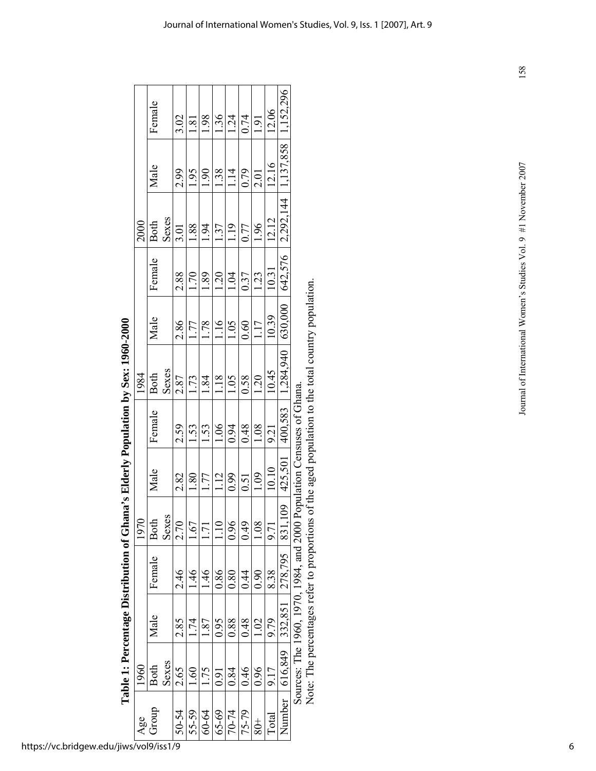**Table 1: Percentage Distribution of Ghana's Elderly Population by Sex: 1960-2000**

| Age Group | 1960 | | | 1970 | | | 1984 | | | 2000 | | |
|---|---|---|---|---|---|---|---|---|---|---|---|---|
| | Both Sexes | Male | Female | Both Sexes | Male | Female | Both Sexes | Male | Female | Both Sexes | Male | Female |
| 50-54 | 2.65 | 2.85 | 2.46 | 2.70 | 2.82 | 2.59 | 2.87 | 2.86 | 2.88 | 3.01 | 2.99 | 3.02 |
| 55-59 | 1.60 | 1.74 | 1.46 | 1.67 | 1.80 | 1.53 | 1.73 | 1.77 | 1.70 | 1.88 | 1.95 | 1.81 |
| 60-64 | 1.75 | 1.87 | 1.46 | 1.71 | 1.77 | 1.53 | 1.84 | 1.78 | 1.89 | 1.94 | 1.90 | 1.98 |
| 65-69 | 0.91 | 0.95 | 0.86 | 1.10 | 1.12 | 1.06 | 1.18 | 1.16 | 1.20 | 1.37 | 1.38 | 1.36 |
| 70-74 | 0.84 | 0.88 | 0.80 | 0.96 | 0.99 | 0.94 | 1.05 | 1.05 | 1.04 | 1.19 | 1.14 | 1.24 |
| 75-79 | 0.46 | 0.48 | 0.44 | 0.49 | 0.51 | 0.48 | 0.58 | 0.60 | 0.37 | 0.77 | 0.79 | 0.74 |
| 80+ | 0.96 | 1.02 | 0.90 | 1.08 | 1.09 | 1.08 | 1.20 | 1.17 | 1.23 | 1.96 | 2.01 | 1.91 |
| Total | 9.17 | 9.79 | 8.38 | 9.71 | 10.10 | 9.21 | 10.45 | 10.39 | 10.31 | 12.12 | 12.16 | 12.06 |
| Number | 616,849 | 332,851 | 278,795 | 831,109 | 425,501 | 400,583 | 1,284,940 | 630,000 | 642,576 | 2,292,144 | 1,137,858 | 1,152,296 |

Sources: The 1960, 1970, 1984, and 2000 Population Censuses of Ghana.

Note: The percentages refer to proportions of the aged population to the total country population.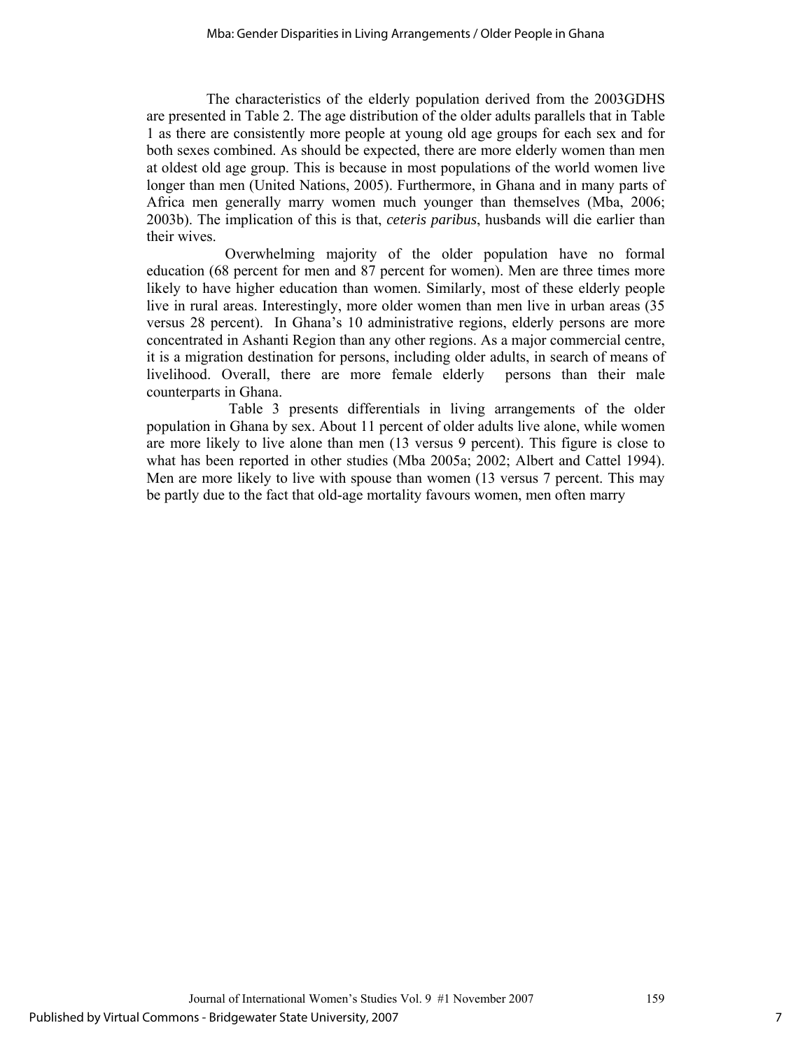The characteristics of the elderly population derived from the 2003GDHS are presented in Table 2. The age distribution of the older adults parallels that in Table 1 as there are consistently more people at young old age groups for each sex and for both sexes combined. As should be expected, there are more elderly women than men at oldest old age group. This is because in most populations of the world women live longer than men (United Nations, 2005). Furthermore, in Ghana and in many parts of Africa men generally marry women much younger than themselves (Mba, 2006; 2003b). The implication of this is that, *ceteris paribus*, husbands will die earlier than their wives.

Overwhelming majority of the older population have no formal education (68 percent for men and 87 percent for women). Men are three times more likely to have higher education than women. Similarly, most of these elderly people live in rural areas. Interestingly, more older women than men live in urban areas (35 versus 28 percent). In Ghana's 10 administrative regions, elderly persons are more concentrated in Ashanti Region than any other regions. As a major commercial centre, it is a migration destination for persons, including older adults, in search of means of livelihood. Overall, there are more female elderly persons than their male counterparts in Ghana.

Table 3 presents differentials in living arrangements of the older population in Ghana by sex. About 11 percent of older adults live alone, while women are more likely to live alone than men (13 versus 9 percent). This figure is close to what has been reported in other studies (Mba 2005a; 2002; Albert and Cattel 1994). Men are more likely to live with spouse than women (13 versus 7 percent. This may be partly due to the fact that old-age mortality favours women, men often marry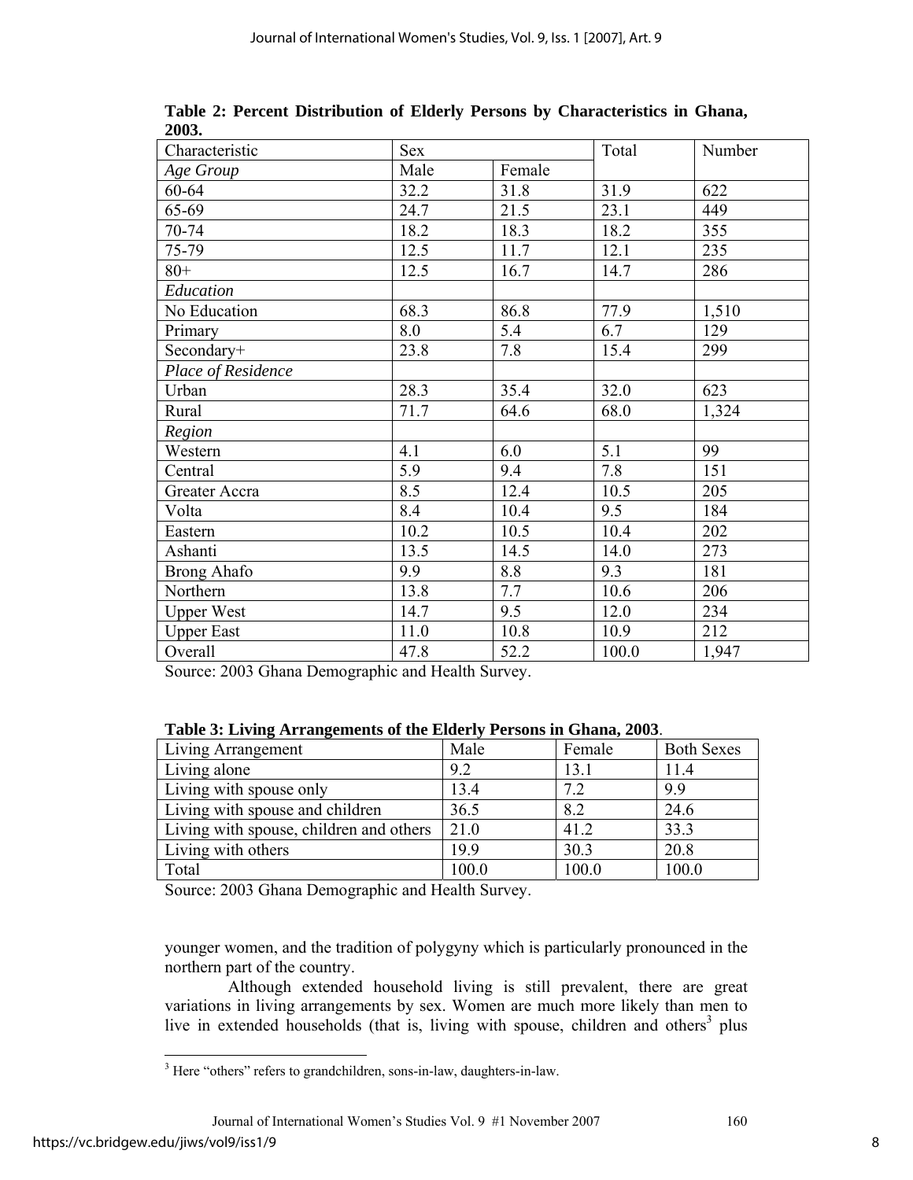**Table 2: Percent Distribution of Elderly Persons by Characteristics in Ghana, 2003.**

| Characteristic | Sex | | Total | Number |
|---|---|---|---|---|
| *Age Group* | Male | Female | | |
| 60-64 | 32.2 | 31.8 | 31.9 | 622 |
| 65-69 | 24.7 | 21.5 | 23.1 | 449 |
| 70-74 | 18.2 | 18.3 | 18.2 | 355 |
| 75-79 | 12.5 | 11.7 | 12.1 | 235 |
| 80+ | 12.5 | 16.7 | 14.7 | 286 |
| *Education* | | | | |
| No Education | 68.3 | 86.8 | 77.9 | 1,510 |
| Primary | 8.0 | 5.4 | 6.7 | 129 |
| Secondary+ | 23.8 | 7.8 | 15.4 | 299 |
| *Place of Residence* | | | | |
| Urban | 28.3 | 35.4 | 32.0 | 623 |
| Rural | 71.7 | 64.6 | 68.0 | 1,324 |
| *Region* | | | | |
| Western | 4.1 | 6.0 | 5.1 | 99 |
| Central | 5.9 | 9.4 | 7.8 | 151 |
| Greater Accra | 8.5 | 12.4 | 10.5 | 205 |
| Volta | 8.4 | 10.4 | 9.5 | 184 |
| Eastern | 10.2 | 10.5 | 10.4 | 202 |
| Ashanti | 13.5 | 14.5 | 14.0 | 273 |
| Brong Ahafo | 9.9 | 8.8 | 9.3 | 181 |
| Northern | 13.8 | 7.7 | 10.6 | 206 |
| Upper West | 14.7 | 9.5 | 12.0 | 234 |
| Upper East | 11.0 | 10.8 | 10.9 | 212 |
| Overall | 47.8 | 52.2 | 100.0 | 1,947 |

Source: 2003 Ghana Demographic and Health Survey.

**Table 3: Living Arrangements of the Elderly Persons in Ghana, 2003**.

| Living Arrangement | Male | Female | Both Sexes |
|---|---|---|---|
| Living alone | 9.2 | 13.1 | 11.4 |
| Living with spouse only | 13.4 | 7.2 | 9.9 |
| Living with spouse and children | 36.5 | 8.2 | 24.6 |
| Living with spouse, children and others | 21.0 | 41.2 | 33.3 |
| Living with others | 19.9 | 30.3 | 20.8 |
| Total | 100.0 | 100.0 | 100.0 |

Source: 2003 Ghana Demographic and Health Survey.

younger women, and the tradition of polygyny which is particularly pronounced in the northern part of the country.

Although extended household living is still prevalent, there are great variations in living arrangements by sex. Women are much more likely than men to live in extended households (that is, living with spouse, children and others[3] plus

[3] Here "others" refers to grandchildren, sons-in-law, daughters-in-law.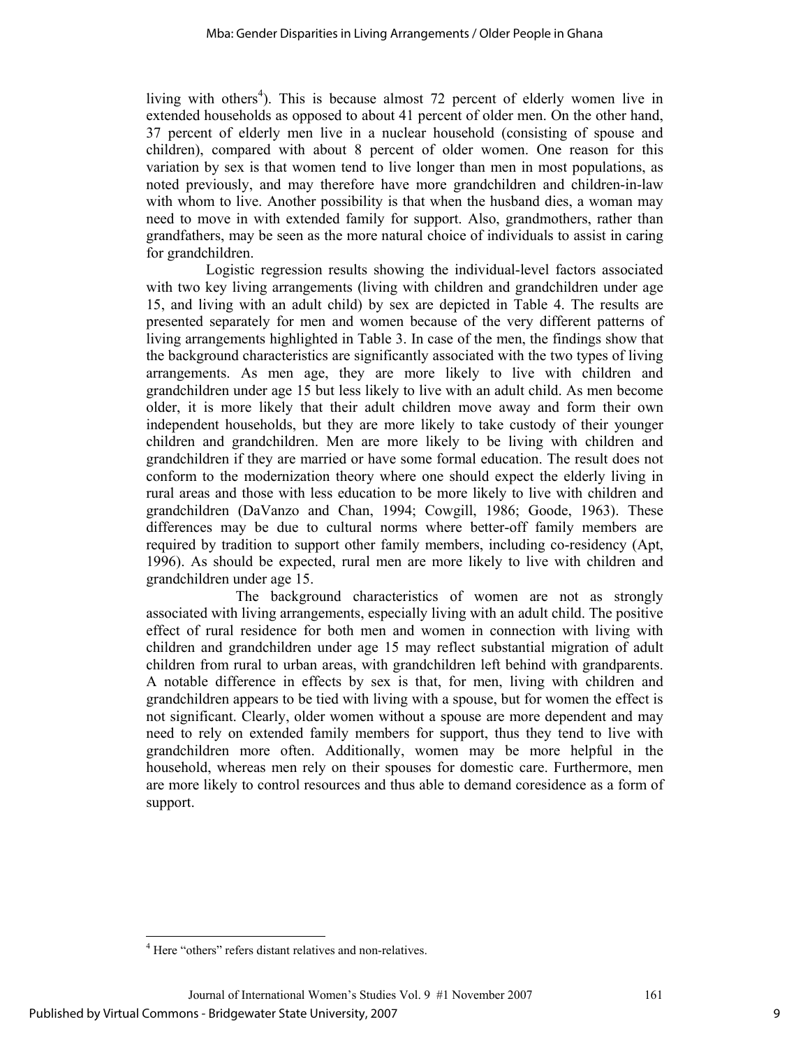living with others[4]). This is because almost 72 percent of elderly women live in extended households as opposed to about 41 percent of older men. On the other hand, 37 percent of elderly men live in a nuclear household (consisting of spouse and children), compared with about 8 percent of older women. One reason for this variation by sex is that women tend to live longer than men in most populations, as noted previously, and may therefore have more grandchildren and children-in-law with whom to live. Another possibility is that when the husband dies, a woman may need to move in with extended family for support. Also, grandmothers, rather than grandfathers, may be seen as the more natural choice of individuals to assist in caring for grandchildren.

Logistic regression results showing the individual-level factors associated with two key living arrangements (living with children and grandchildren under age 15, and living with an adult child) by sex are depicted in Table 4. The results are presented separately for men and women because of the very different patterns of living arrangements highlighted in Table 3. In case of the men, the findings show that the background characteristics are significantly associated with the two types of living arrangements. As men age, they are more likely to live with children and grandchildren under age 15 but less likely to live with an adult child. As men become older, it is more likely that their adult children move away and form their own independent households, but they are more likely to take custody of their younger children and grandchildren. Men are more likely to be living with children and grandchildren if they are married or have some formal education. The result does not conform to the modernization theory where one should expect the elderly living in rural areas and those with less education to be more likely to live with children and grandchildren (DaVanzo and Chan, 1994; Cowgill, 1986; Goode, 1963). These differences may be due to cultural norms where better-off family members are required by tradition to support other family members, including co-residency (Apt, 1996). As should be expected, rural men are more likely to live with children and grandchildren under age 15.

The background characteristics of women are not as strongly associated with living arrangements, especially living with an adult child. The positive effect of rural residence for both men and women in connection with living with children and grandchildren under age 15 may reflect substantial migration of adult children from rural to urban areas, with grandchildren left behind with grandparents. A notable difference in effects by sex is that, for men, living with children and grandchildren appears to be tied with living with a spouse, but for women the effect is not significant. Clearly, older women without a spouse are more dependent and may need to rely on extended family members for support, thus they tend to live with grandchildren more often. Additionally, women may be more helpful in the household, whereas men rely on their spouses for domestic care. Furthermore, men are more likely to control resources and thus able to demand coresidence as a form of support.

[4] Here "others" refers distant relatives and non-relatives.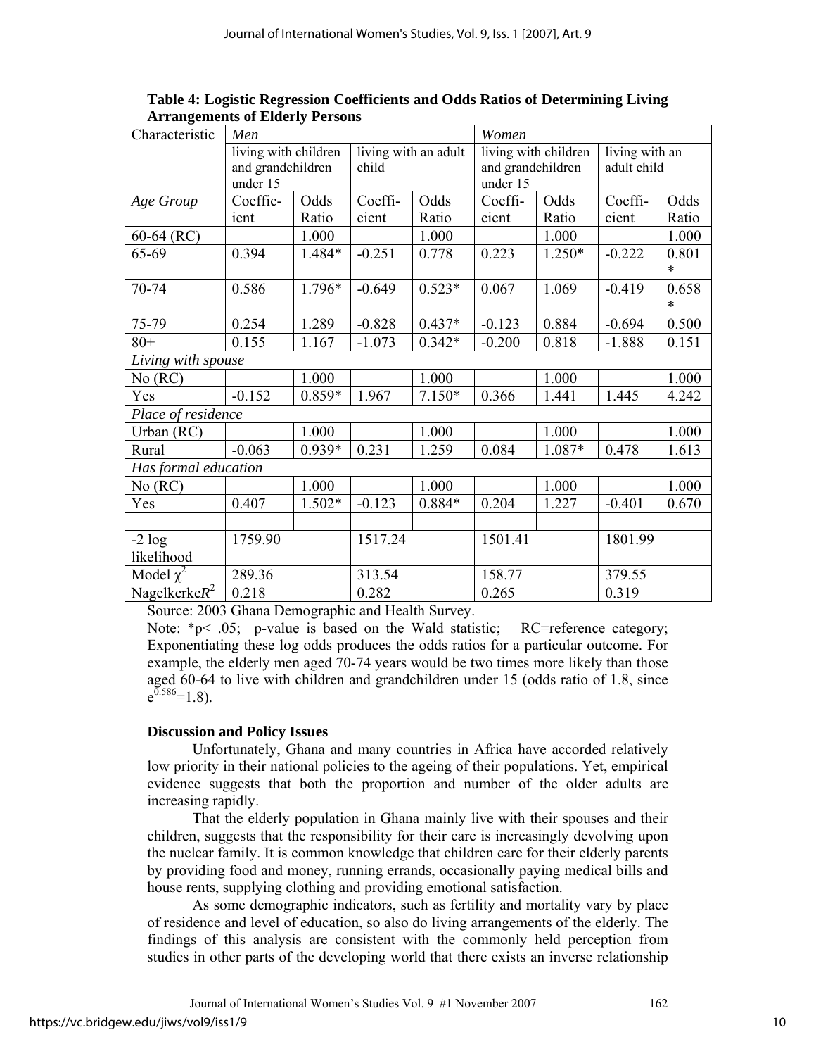**Table 4: Logistic Regression Coefficients and Odds Ratios of Determining Living Arrangements of Elderly Persons**

| Characteristic | *Men* | | | | *Women* | | | |
|---|---|---|---|---|---|---|---|---|
| | living with children and grandchildren under 15 | | living with an adult child | | living with children and grandchildren under 15 | | living with an adult child | |
| *Age Group* | Coefficient | Odds Ratio | Coefficient | Odds Ratio | Coefficient | Odds Ratio | Coefficient | Odds Ratio |
| 60-64 (RC) | | 1.000 | | 1.000 | | 1.000 | | 1.000 |
| 65-69 | 0.394 | 1.484* | -0.251 | 0.778 | 0.223 | 1.250* | -0.222 | 0.801* |
| 70-74 | 0.586 | 1.796* | -0.649 | 0.523* | 0.067 | 1.069 | -0.419 | 0.658* |
| 75-79 | 0.254 | 1.289 | -0.828 | 0.437* | -0.123 | 0.884 | -0.694 | 0.500 |
| 80+ | 0.155 | 1.167 | -1.073 | 0.342* | -0.200 | 0.818 | -1.888 | 0.151 |
| *Living with spouse* | | | | | | | | |
| No (RC) | | 1.000 | | 1.000 | | 1.000 | | 1.000 |
| Yes | -0.152 | 0.859* | 1.967 | 7.150* | 0.366 | 1.441 | 1.445 | 4.242 |
| *Place of residence* | | | | | | | | |
| Urban (RC) | | 1.000 | | 1.000 | | 1.000 | | 1.000 |
| Rural | -0.063 | 0.939* | 0.231 | 1.259 | 0.084 | 1.087* | 0.478 | 1.613 |
| *Has formal education* | | | | | | | | |
| No (RC) | | 1.000 | | 1.000 | | 1.000 | | 1.000 |
| Yes | 0.407 | 1.502* | -0.123 | 0.884* | 0.204 | 1.227 | -0.401 | 0.670 |
| | | | | | | | | |
| -2 log likelihood | 1759.90 | | 1517.24 | | 1501.41 | | 1801.99 | |
| Model $\chi^2$ | 289.36 | | 313.54 | | 158.77 | | 379.55 | |
| Nagelkerke $R^2$ | 0.218 | | 0.282 | | 0.265 | | 0.319 | |

Source: 2003 Ghana Demographic and Health Survey.

Note: *$p < .05$; p-value is based on the Wald statistic; RC=reference category; Exponentiating these log odds produces the odds ratios for a particular outcome. For example, the elderly men aged 70-74 years would be two times more likely than those aged 60-64 to live with children and grandchildren under 15 (odds ratio of 1.8, since $e^{0.586}=1.8$).

**Discussion and Policy Issues**

Unfortunately, Ghana and many countries in Africa have accorded relatively low priority in their national policies to the ageing of their populations. Yet, empirical evidence suggests that both the proportion and number of the older adults are increasing rapidly.

That the elderly population in Ghana mainly live with their spouses and their children, suggests that the responsibility for their care is increasingly devolving upon the nuclear family. It is common knowledge that children care for their elderly parents by providing food and money, running errands, occasionally paying medical bills and house rents, supplying clothing and providing emotional satisfaction.

As some demographic indicators, such as fertility and mortality vary by place of residence and level of education, so also do living arrangements of the elderly. The findings of this analysis are consistent with the commonly held perception from studies in other parts of the developing world that there exists an inverse relationship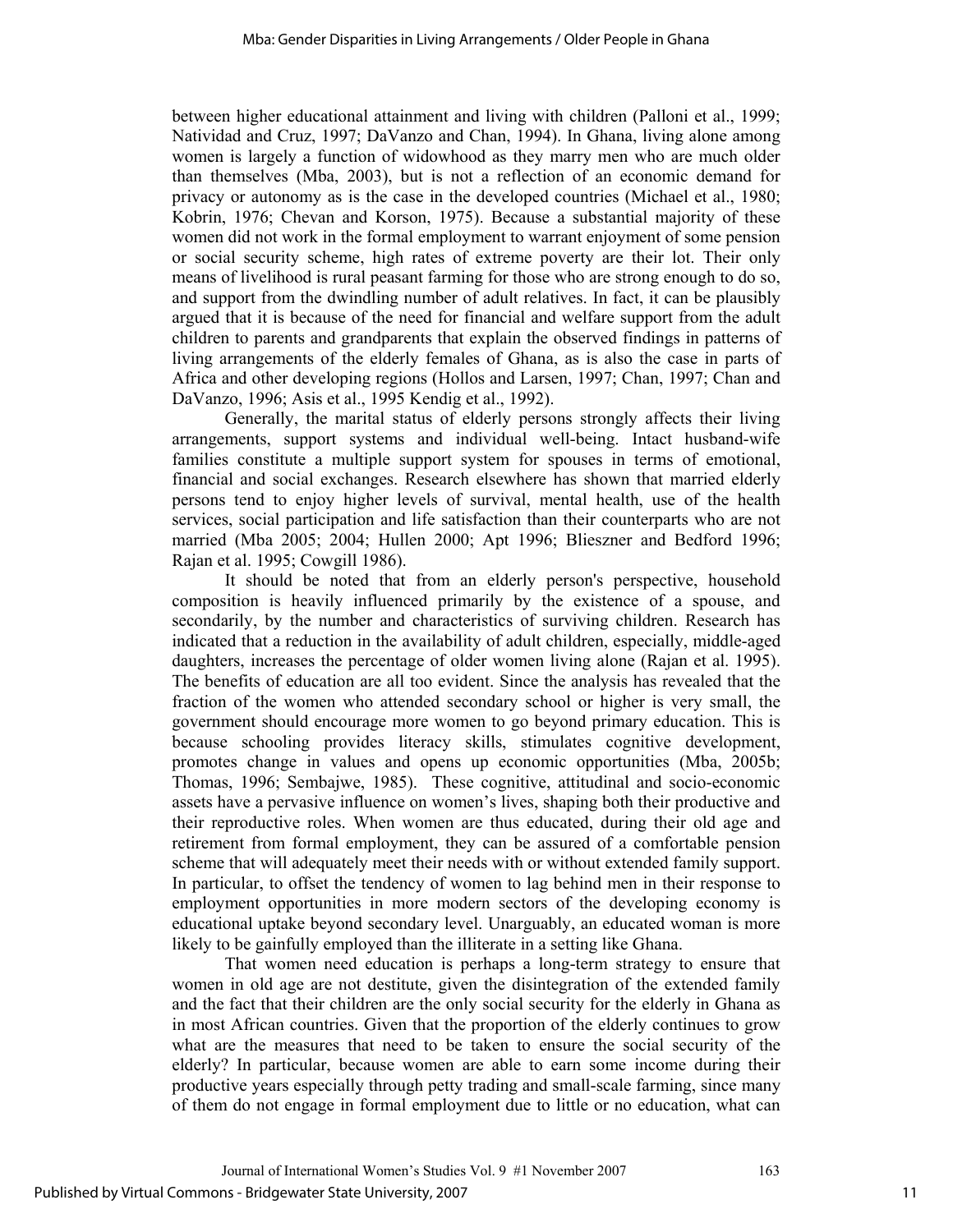between higher educational attainment and living with children (Palloni et al., 1999; Natividad and Cruz, 1997; DaVanzo and Chan, 1994). In Ghana, living alone among women is largely a function of widowhood as they marry men who are much older than themselves (Mba, 2003), but is not a reflection of an economic demand for privacy or autonomy as is the case in the developed countries (Michael et al., 1980; Kobrin, 1976; Chevan and Korson, 1975). Because a substantial majority of these women did not work in the formal employment to warrant enjoyment of some pension or social security scheme, high rates of extreme poverty are their lot. Their only means of livelihood is rural peasant farming for those who are strong enough to do so, and support from the dwindling number of adult relatives. In fact, it can be plausibly argued that it is because of the need for financial and welfare support from the adult children to parents and grandparents that explain the observed findings in patterns of living arrangements of the elderly females of Ghana, as is also the case in parts of Africa and other developing regions (Hollos and Larsen, 1997; Chan, 1997; Chan and DaVanzo, 1996; Asis et al., 1995 Kendig et al., 1992).

Generally, the marital status of elderly persons strongly affects their living arrangements, support systems and individual well-being. Intact husband-wife families constitute a multiple support system for spouses in terms of emotional, financial and social exchanges. Research elsewhere has shown that married elderly persons tend to enjoy higher levels of survival, mental health, use of the health services, social participation and life satisfaction than their counterparts who are not married (Mba 2005; 2004; Hullen 2000; Apt 1996; Blieszner and Bedford 1996; Rajan et al. 1995; Cowgill 1986).

It should be noted that from an elderly person's perspective, household composition is heavily influenced primarily by the existence of a spouse, and secondarily, by the number and characteristics of surviving children. Research has indicated that a reduction in the availability of adult children, especially, middle-aged daughters, increases the percentage of older women living alone (Rajan et al. 1995). The benefits of education are all too evident. Since the analysis has revealed that the fraction of the women who attended secondary school or higher is very small, the government should encourage more women to go beyond primary education. This is because schooling provides literacy skills, stimulates cognitive development, promotes change in values and opens up economic opportunities (Mba, 2005b; Thomas, 1996; Sembajwe, 1985). These cognitive, attitudinal and socio-economic assets have a pervasive influence on women's lives, shaping both their productive and their reproductive roles. When women are thus educated, during their old age and retirement from formal employment, they can be assured of a comfortable pension scheme that will adequately meet their needs with or without extended family support. In particular, to offset the tendency of women to lag behind men in their response to employment opportunities in more modern sectors of the developing economy is educational uptake beyond secondary level. Unarguably, an educated woman is more likely to be gainfully employed than the illiterate in a setting like Ghana.

That women need education is perhaps a long-term strategy to ensure that women in old age are not destitute, given the disintegration of the extended family and the fact that their children are the only social security for the elderly in Ghana as in most African countries. Given that the proportion of the elderly continues to grow what are the measures that need to be taken to ensure the social security of the elderly? In particular, because women are able to earn some income during their productive years especially through petty trading and small-scale farming, since many of them do not engage in formal employment due to little or no education, what can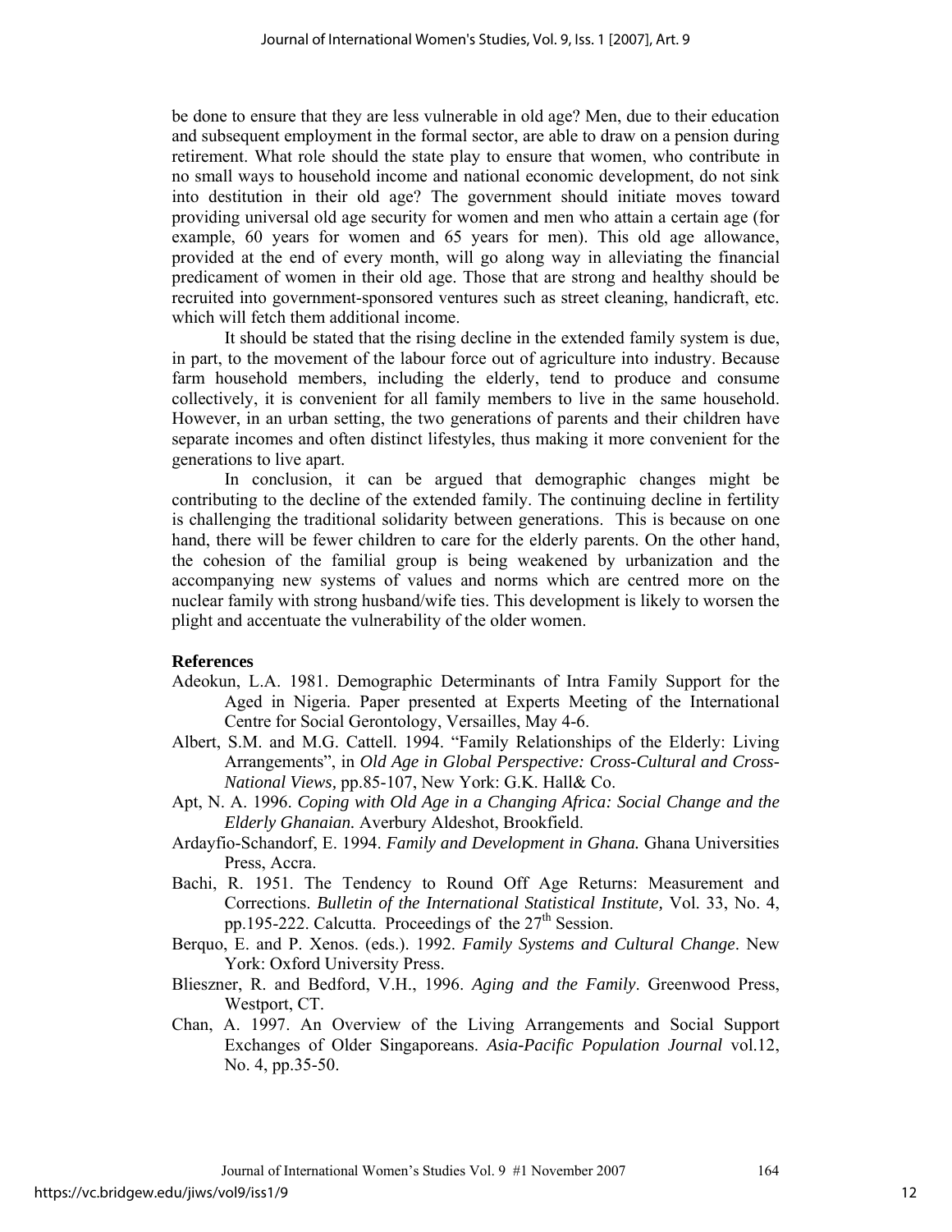be done to ensure that they are less vulnerable in old age? Men, due to their education and subsequent employment in the formal sector, are able to draw on a pension during retirement. What role should the state play to ensure that women, who contribute in no small ways to household income and national economic development, do not sink into destitution in their old age? The government should initiate moves toward providing universal old age security for women and men who attain a certain age (for example, 60 years for women and 65 years for men). This old age allowance, provided at the end of every month, will go along way in alleviating the financial predicament of women in their old age. Those that are strong and healthy should be recruited into government-sponsored ventures such as street cleaning, handicraft, etc. which will fetch them additional income.

It should be stated that the rising decline in the extended family system is due, in part, to the movement of the labour force out of agriculture into industry. Because farm household members, including the elderly, tend to produce and consume collectively, it is convenient for all family members to live in the same household. However, in an urban setting, the two generations of parents and their children have separate incomes and often distinct lifestyles, thus making it more convenient for the generations to live apart.

In conclusion, it can be argued that demographic changes might be contributing to the decline of the extended family. The continuing decline in fertility is challenging the traditional solidarity between generations. This is because on one hand, there will be fewer children to care for the elderly parents. On the other hand, the cohesion of the familial group is being weakened by urbanization and the accompanying new systems of values and norms which are centred more on the nuclear family with strong husband/wife ties. This development is likely to worsen the plight and accentuate the vulnerability of the older women.

**References**

Adeokun, L.A. 1981. Demographic Determinants of Intra Family Support for the Aged in Nigeria. Paper presented at Experts Meeting of the International Centre for Social Gerontology, Versailles, May 4-6.

Albert, S.M. and M.G. Cattell. 1994. "Family Relationships of the Elderly: Living Arrangements", in *Old Age in Global Perspective: Cross-Cultural and Cross-National Views,* pp.85-107, New York: G.K. Hall& Co.

Apt, N. A. 1996. *Coping with Old Age in a Changing Africa: Social Change and the Elderly Ghanaian.* Averbury Aldeshot, Brookfield.

Ardayfio-Schandorf, E. 1994. *Family and Development in Ghana.* Ghana Universities Press, Accra.

Bachi, R. 1951. The Tendency to Round Off Age Returns: Measurement and Corrections. *Bulletin of the International Statistical Institute,* Vol. 33, No. 4, pp.195-222. Calcutta. Proceedings of the 27th Session.

Berquo, E. and P. Xenos. (eds.). 1992. *Family Systems and Cultural Change*. New York: Oxford University Press.

Blieszner, R. and Bedford, V.H., 1996. *Aging and the Family*. Greenwood Press, Westport, CT.

Chan, A. 1997. An Overview of the Living Arrangements and Social Support Exchanges of Older Singaporeans. *Asia-Pacific Population Journal* vol.12, No. 4, pp.35-50.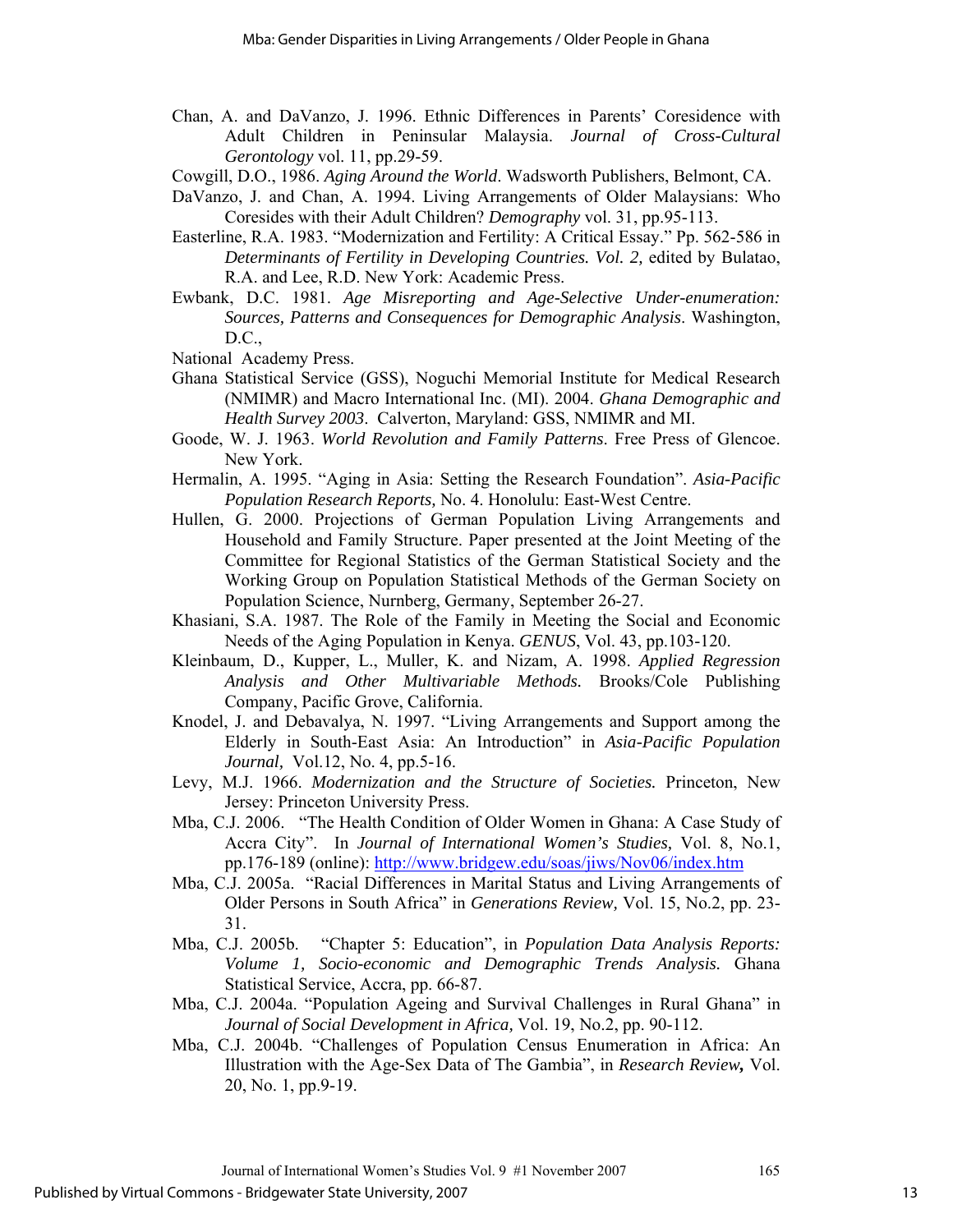Chan, A. and DaVanzo, J. 1996. Ethnic Differences in Parents' Coresidence with Adult Children in Peninsular Malaysia. *Journal of Cross-Cultural Gerontology* vol. 11, pp.29-59.

Cowgill, D.O., 1986. *Aging Around the World*. Wadsworth Publishers, Belmont, CA.

DaVanzo, J. and Chan, A. 1994. Living Arrangements of Older Malaysians: Who Coresides with their Adult Children? *Demography* vol. 31, pp.95-113.

Easterline, R.A. 1983. "Modernization and Fertility: A Critical Essay." Pp. 562-586 in *Determinants of Fertility in Developing Countries. Vol. 2,* edited by Bulatao, R.A. and Lee, R.D. New York: Academic Press.

Ewbank, D.C. 1981. *Age Misreporting and Age-Selective Under-enumeration: Sources, Patterns and Consequences for Demographic Analysis*. Washington, D.C.,

National Academy Press.

Ghana Statistical Service (GSS), Noguchi Memorial Institute for Medical Research (NMIMR) and Macro International Inc. (MI). 2004. *Ghana Demographic and Health Survey 2003*. Calverton, Maryland: GSS, NMIMR and MI.

Goode, W. J. 1963. *World Revolution and Family Patterns*. Free Press of Glencoe. New York.

Hermalin, A. 1995. "Aging in Asia: Setting the Research Foundation". *Asia-Pacific Population Research Reports,* No. 4. Honolulu: East-West Centre.

Hullen, G. 2000. Projections of German Population Living Arrangements and Household and Family Structure. Paper presented at the Joint Meeting of the Committee for Regional Statistics of the German Statistical Society and the Working Group on Population Statistical Methods of the German Society on Population Science, Nurnberg, Germany, September 26-27.

Khasiani, S.A. 1987. The Role of the Family in Meeting the Social and Economic Needs of the Aging Population in Kenya. *GENUS*, Vol. 43, pp.103-120.

Kleinbaum, D., Kupper, L., Muller, K. and Nizam, A. 1998. *Applied Regression Analysis and Other Multivariable Methods.* Brooks/Cole Publishing Company, Pacific Grove, California.

Knodel, J. and Debavalya, N. 1997. "Living Arrangements and Support among the Elderly in South-East Asia: An Introduction" in *Asia-Pacific Population Journal,* Vol.12, No. 4, pp.5-16.

Levy, M.J. 1966. *Modernization and the Structure of Societies.* Princeton, New Jersey: Princeton University Press.

Mba, C.J. 2006. "The Health Condition of Older Women in Ghana: A Case Study of Accra City". In *Journal of International Women's Studies,* Vol. 8, No.1, pp.176-189 (online): http://www.bridgew.edu/soas/jiws/Nov06/index.htm

Mba, C.J. 2005a. "Racial Differences in Marital Status and Living Arrangements of Older Persons in South Africa" in *Generations Review,* Vol. 15, No.2, pp. 23-31.

Mba, C.J. 2005b. "Chapter 5: Education", in *Population Data Analysis Reports: Volume 1, Socio-economic and Demographic Trends Analysis.* Ghana Statistical Service, Accra, pp. 66-87.

Mba, C.J. 2004a. "Population Ageing and Survival Challenges in Rural Ghana" in *Journal of Social Development in Africa,* Vol. 19, No.2, pp. 90-112.

Mba, C.J. 2004b. "Challenges of Population Census Enumeration in Africa: An Illustration with the Age-Sex Data of The Gambia", in *Research Review,* Vol. 20, No. 1, pp.9-19.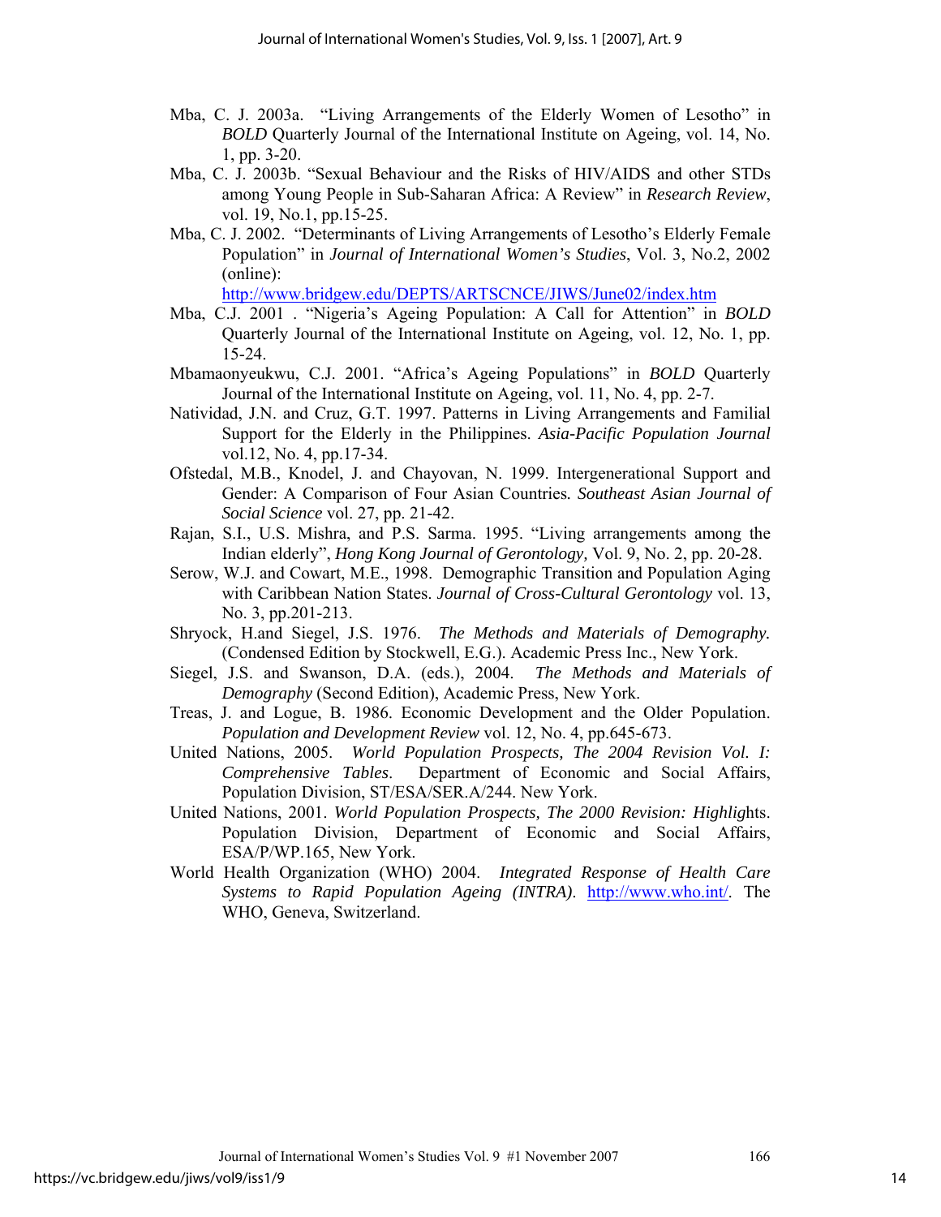Mba, C. J. 2003a. "Living Arrangements of the Elderly Women of Lesotho" in *BOLD* Quarterly Journal of the International Institute on Ageing, vol. 14, No. 1, pp. 3-20.

Mba, C. J. 2003b. "Sexual Behaviour and the Risks of HIV/AIDS and other STDs among Young People in Sub-Saharan Africa: A Review" in *Research Review*, vol. 19, No.1, pp.15-25.

Mba, C. J. 2002. "Determinants of Living Arrangements of Lesotho's Elderly Female Population" in *Journal of International Women's Studies*, Vol. 3, No.2, 2002 (online): http://www.bridgew.edu/DEPTS/ARTSCNCE/JIWS/June02/index.htm

Mba, C.J. 2001 . "Nigeria's Ageing Population: A Call for Attention" in *BOLD* Quarterly Journal of the International Institute on Ageing, vol. 12, No. 1, pp. 15-24.

Mbamaonyeukwu, C.J. 2001. "Africa's Ageing Populations" in *BOLD* Quarterly Journal of the International Institute on Ageing, vol. 11, No. 4, pp. 2-7.

Natividad, J.N. and Cruz, G.T. 1997. Patterns in Living Arrangements and Familial Support for the Elderly in the Philippines. *Asia-Pacific Population Journal* vol.12, No. 4, pp.17-34.

Ofstedal, M.B., Knodel, J. and Chayovan, N. 1999. Intergenerational Support and Gender: A Comparison of Four Asian Countries. *Southeast Asian Journal of Social Science* vol. 27, pp. 21-42.

Rajan, S.I., U.S. Mishra, and P.S. Sarma. 1995. "Living arrangements among the Indian elderly", *Hong Kong Journal of Gerontology,* Vol. 9, No. 2, pp. 20-28.

Serow, W.J. and Cowart, M.E., 1998. Demographic Transition and Population Aging with Caribbean Nation States. *Journal of Cross-Cultural Gerontology* vol. 13, No. 3, pp.201-213.

Shryock, H.and Siegel, J.S. 1976. *The Methods and Materials of Demography.* (Condensed Edition by Stockwell, E.G.). Academic Press Inc., New York.

Siegel, J.S. and Swanson, D.A. (eds.), 2004. *The Methods and Materials of Demography* (Second Edition), Academic Press, New York.

Treas, J. and Logue, B. 1986. Economic Development and the Older Population. *Population and Development Review* vol. 12, No. 4, pp.645-673.

United Nations, 2005. *World Population Prospects, The 2004 Revision Vol. I: Comprehensive Tables*. Department of Economic and Social Affairs, Population Division, ST/ESA/SER.A/244. New York.

United Nations, 2001. *World Population Prospects, The 2000 Revision: Highlig*hts. Population Division, Department of Economic and Social Affairs, ESA/P/WP.165, New York.

World Health Organization (WHO) 2004. *Integrated Response of Health Care Systems to Rapid Population Ageing (INTRA)*. http://www.who.int/. The WHO, Geneva, Switzerland.